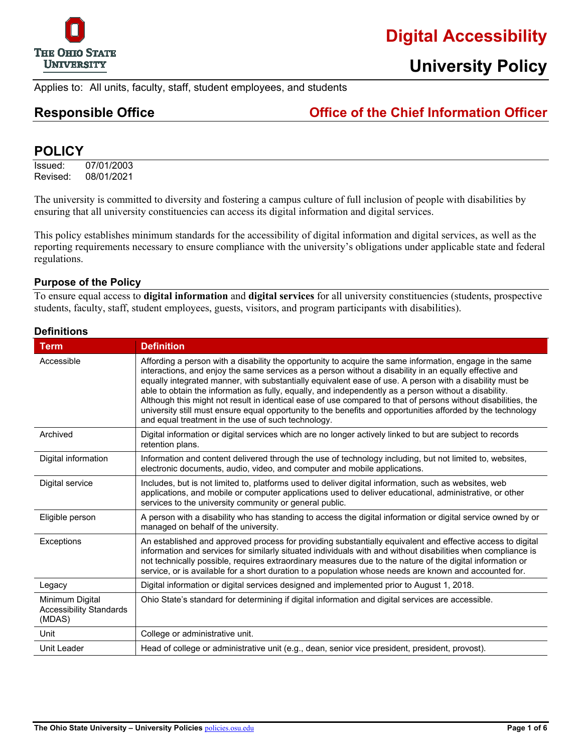# Digital Accessibility

## University Policy

Applies to: All units, faculty, staff, student employees, and students

## Responsible Office — Office of the Chief Information Officer

## POLICY

Issued: 07/01/2003
Revised: 08/01/2021

The university is committed to diversity and fostering a campus culture of full inclusion of people with disabilities by ensuring that all university constituencies can access its digital information and digital services.

This policy establishes minimum standards for the accessibility of digital information and digital services, as well as the reporting requirements necessary to ensure compliance with the university's obligations under applicable state and federal regulations.

### Purpose of the Policy

To ensure equal access to **digital information** and **digital services** for all university constituencies (students, prospective students, faculty, staff, student employees, guests, visitors, and program participants with disabilities).

### Definitions

| Term | Definition |
|---|---|
| Accessible | Affording a person with a disability the opportunity to acquire the same information, engage in the same interactions, and enjoy the same services as a person without a disability in an equally effective and equally integrated manner, with substantially equivalent ease of use. A person with a disability must be able to obtain the information as fully, equally, and independently as a person without a disability. Although this might not result in identical ease of use compared to that of persons without disabilities, the university still must ensure equal opportunity to the benefits and opportunities afforded by the technology and equal treatment in the use of such technology. |
| Archived | Digital information or digital services which are no longer actively linked to but are subject to records retention plans. |
| Digital information | Information and content delivered through the use of technology including, but not limited to, websites, electronic documents, audio, video, and computer and mobile applications. |
| Digital service | Includes, but is not limited to, platforms used to deliver digital information, such as websites, web applications, and mobile or computer applications used to deliver educational, administrative, or other services to the university community or general public. |
| Eligible person | A person with a disability who has standing to access the digital information or digital service owned by or managed on behalf of the university. |
| Exceptions | An established and approved process for providing substantially equivalent and effective access to digital information and services for similarly situated individuals with and without disabilities when compliance is not technically possible, requires extraordinary measures due to the nature of the digital information or service, or is available for a short duration to a population whose needs are known and accounted for. |
| Legacy | Digital information or digital services designed and implemented prior to August 1, 2018. |
| Minimum Digital Accessibility Standards (MDAS) | Ohio State's standard for determining if digital information and digital services are accessible. |
| Unit | College or administrative unit. |
| Unit Leader | Head of college or administrative unit (e.g., dean, senior vice president, president, provost). |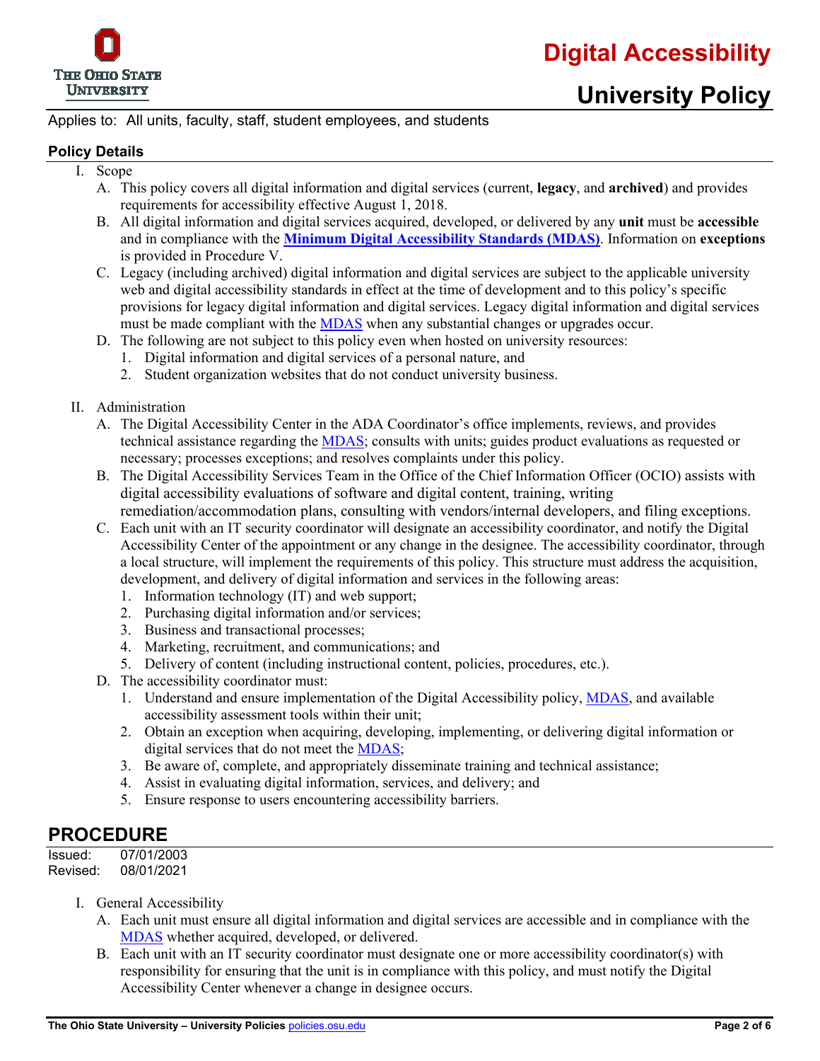# Digital Accessibility

# University Policy

Applies to: All units, faculty, staff, student employees, and students

## Policy Details

I. Scope

A. This policy covers all digital information and digital services (current, **legacy**, and **archived**) and provides requirements for accessibility effective August 1, 2018.

B. All digital information and digital services acquired, developed, or delivered by any **unit** must be **accessible** and in compliance with the **Minimum Digital Accessibility Standards (MDAS)**. Information on **exceptions** is provided in Procedure V.

C. Legacy (including archived) digital information and digital services are subject to the applicable university web and digital accessibility standards in effect at the time of development and to this policy's specific provisions for legacy digital information and digital services. Legacy digital information and digital services must be made compliant with the MDAS when any substantial changes or upgrades occur.

D. The following are not subject to this policy even when hosted on university resources:

1. Digital information and digital services of a personal nature, and
2. Student organization websites that do not conduct university business.

II. Administration

A. The Digital Accessibility Center in the ADA Coordinator's office implements, reviews, and provides technical assistance regarding the MDAS; consults with units; guides product evaluations as requested or necessary; processes exceptions; and resolves complaints under this policy.

B. The Digital Accessibility Services Team in the Office of the Chief Information Officer (OCIO) assists with digital accessibility evaluations of software and digital content, training, writing remediation/accommodation plans, consulting with vendors/internal developers, and filing exceptions.

C. Each unit with an IT security coordinator will designate an accessibility coordinator, and notify the Digital Accessibility Center of the appointment or any change in the designee. The accessibility coordinator, through a local structure, will implement the requirements of this policy. This structure must address the acquisition, development, and delivery of digital information and services in the following areas:

1. Information technology (IT) and web support;
2. Purchasing digital information and/or services;
3. Business and transactional processes;
4. Marketing, recruitment, and communications; and
5. Delivery of content (including instructional content, policies, procedures, etc.).

D. The accessibility coordinator must:

1. Understand and ensure implementation of the Digital Accessibility policy, MDAS, and available accessibility assessment tools within their unit;
2. Obtain an exception when acquiring, developing, implementing, or delivering digital information or digital services that do not meet the MDAS;
3. Be aware of, complete, and appropriately disseminate training and technical assistance;
4. Assist in evaluating digital information, services, and delivery; and
5. Ensure response to users encountering accessibility barriers.

## PROCEDURE

Issued: 07/01/2003
Revised: 08/01/2021

I. General Accessibility

A. Each unit must ensure all digital information and digital services are accessible and in compliance with the MDAS whether acquired, developed, or delivered.

B. Each unit with an IT security coordinator must designate one or more accessibility coordinator(s) with responsibility for ensuring that the unit is in compliance with this policy, and must notify the Digital Accessibility Center whenever a change in designee occurs.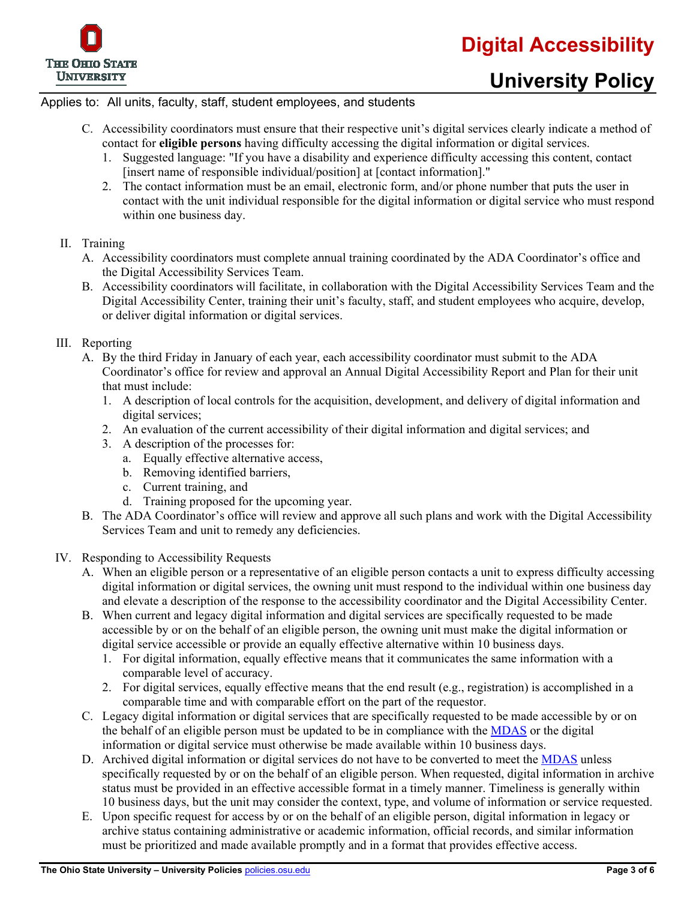C. Accessibility coordinators must ensure that their respective unit's digital services clearly indicate a method of contact for **eligible persons** having difficulty accessing the digital information or digital services.
   1. Suggested language: "If you have a disability and experience difficulty accessing this content, contact [insert name of responsible individual/position] at [contact information]."
   2. The contact information must be an email, electronic form, and/or phone number that puts the user in contact with the unit individual responsible for the digital information or digital service who must respond within one business day.

II. Training
   A. Accessibility coordinators must complete annual training coordinated by the ADA Coordinator's office and the Digital Accessibility Services Team.
   B. Accessibility coordinators will facilitate, in collaboration with the Digital Accessibility Services Team and the Digital Accessibility Center, training their unit's faculty, staff, and student employees who acquire, develop, or deliver digital information or digital services.

III. Reporting
   A. By the third Friday in January of each year, each accessibility coordinator must submit to the ADA Coordinator's office for review and approval an Annual Digital Accessibility Report and Plan for their unit that must include:
      1. A description of local controls for the acquisition, development, and delivery of digital information and digital services;
      2. An evaluation of the current accessibility of their digital information and digital services; and
      3. A description of the processes for:
         a. Equally effective alternative access,
         b. Removing identified barriers,
         c. Current training, and
         d. Training proposed for the upcoming year.
   B. The ADA Coordinator's office will review and approve all such plans and work with the Digital Accessibility Services Team and unit to remedy any deficiencies.

IV. Responding to Accessibility Requests
   A. When an eligible person or a representative of an eligible person contacts a unit to express difficulty accessing digital information or digital services, the owning unit must respond to the individual within one business day and elevate a description of the response to the accessibility coordinator and the Digital Accessibility Center.
   B. When current and legacy digital information and digital services are specifically requested to be made accessible by or on the behalf of an eligible person, the owning unit must make the digital information or digital service accessible or provide an equally effective alternative within 10 business days.
      1. For digital information, equally effective means that it communicates the same information with a comparable level of accuracy.
      2. For digital services, equally effective means that the end result (e.g., registration) is accomplished in a comparable time and with comparable effort on the part of the requestor.
   C. Legacy digital information or digital services that are specifically requested to be made accessible by or on the behalf of an eligible person must be updated to be in compliance with the MDAS or the digital information or digital service must otherwise be made available within 10 business days.
   D. Archived digital information or digital services do not have to be converted to meet the MDAS unless specifically requested by or on the behalf of an eligible person. When requested, digital information in archive status must be provided in an effective accessible format in a timely manner. Timeliness is generally within 10 business days, but the unit may consider the context, type, and volume of information or service requested.
   E. Upon specific request for access by or on the behalf of an eligible person, digital information in legacy or archive status containing administrative or academic information, official records, and similar information must be prioritized and made available promptly and in a format that provides effective access.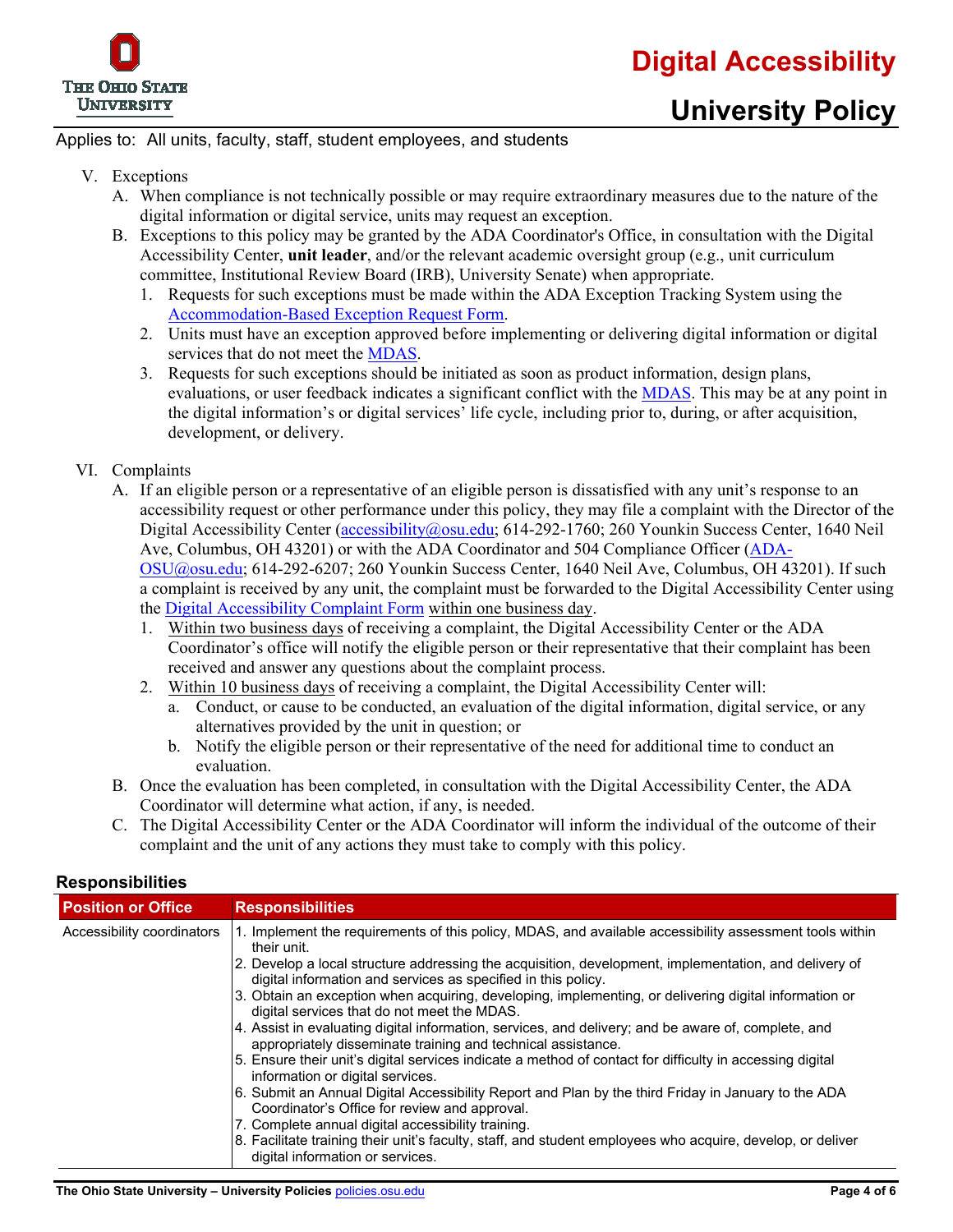Applies to: All units, faculty, staff, student employees, and students

V. Exceptions
   A. When compliance is not technically possible or may require extraordinary measures due to the nature of the digital information or digital service, units may request an exception.
   B. Exceptions to this policy may be granted by the ADA Coordinator's Office, in consultation with the Digital Accessibility Center, **unit leader**, and/or the relevant academic oversight group (e.g., unit curriculum committee, Institutional Review Board (IRB), University Senate) when appropriate.
      1. Requests for such exceptions must be made within the ADA Exception Tracking System using the Accommodation-Based Exception Request Form.
      2. Units must have an exception approved before implementing or delivering digital information or digital services that do not meet the MDAS.
      3. Requests for such exceptions should be initiated as soon as product information, design plans, evaluations, or user feedback indicates a significant conflict with the MDAS. This may be at any point in the digital information's or digital services' life cycle, including prior to, during, or after acquisition, development, or delivery.

VI. Complaints
   A. If an eligible person or a representative of an eligible person is dissatisfied with any unit's response to an accessibility request or other performance under this policy, they may file a complaint with the Director of the Digital Accessibility Center (accessibility@osu.edu; 614-292-1760; 260 Younkin Success Center, 1640 Neil Ave, Columbus, OH 43201) or with the ADA Coordinator and 504 Compliance Officer (ADA-OSU@osu.edu; 614-292-6207; 260 Younkin Success Center, 1640 Neil Ave, Columbus, OH 43201). If such a complaint is received by any unit, the complaint must be forwarded to the Digital Accessibility Center using the Digital Accessibility Complaint Form within one business day.
      1. Within two business days of receiving a complaint, the Digital Accessibility Center or the ADA Coordinator's office will notify the eligible person or their representative that their complaint has been received and answer any questions about the complaint process.
      2. Within 10 business days of receiving a complaint, the Digital Accessibility Center will:
         a. Conduct, or cause to be conducted, an evaluation of the digital information, digital service, or any alternatives provided by the unit in question; or
         b. Notify the eligible person or their representative of the need for additional time to conduct an evaluation.
   B. Once the evaluation has been completed, in consultation with the Digital Accessibility Center, the ADA Coordinator will determine what action, if any, is needed.
   C. The Digital Accessibility Center or the ADA Coordinator will inform the individual of the outcome of their complaint and the unit of any actions they must take to comply with this policy.

## Responsibilities

| Position or Office | Responsibilities |
|---|---|
| Accessibility coordinators | 1. Implement the requirements of this policy, MDAS, and available accessibility assessment tools within their unit.<br>2. Develop a local structure addressing the acquisition, development, implementation, and delivery of digital information and services as specified in this policy.<br>3. Obtain an exception when acquiring, developing, implementing, or delivering digital information or digital services that do not meet the MDAS.<br>4. Assist in evaluating digital information, services, and delivery; and be aware of, complete, and appropriately disseminate training and technical assistance.<br>5. Ensure their unit's digital services indicate a method of contact for difficulty in accessing digital information or digital services.<br>6. Submit an Annual Digital Accessibility Report and Plan by the third Friday in January to the ADA Coordinator's Office for review and approval.<br>7. Complete annual digital accessibility training.<br>8. Facilitate training their unit's faculty, staff, and student employees who acquire, develop, or deliver digital information or services. |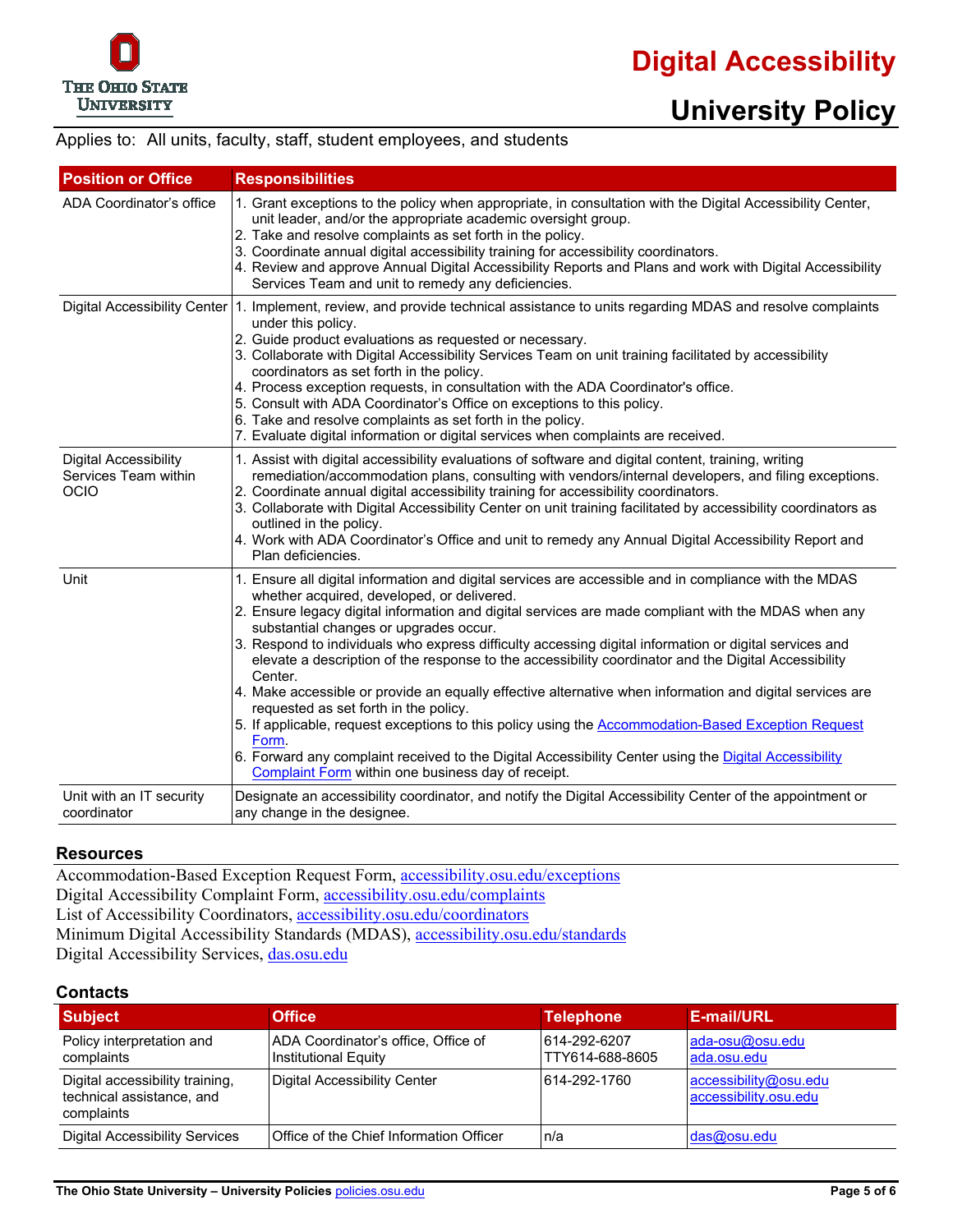# Digital Accessibility

## University Policy

Applies to: All units, faculty, staff, student employees, and students

| Position or Office | Responsibilities |
|---|---|
| ADA Coordinator's office | 1. Grant exceptions to the policy when appropriate, in consultation with the Digital Accessibility Center, unit leader, and/or the appropriate academic oversight group.<br>2. Take and resolve complaints as set forth in the policy.<br>3. Coordinate annual digital accessibility training for accessibility coordinators.<br>4. Review and approve Annual Digital Accessibility Reports and Plans and work with Digital Accessibility Services Team and unit to remedy any deficiencies. |
| Digital Accessibility Center | 1. Implement, review, and provide technical assistance to units regarding MDAS and resolve complaints under this policy.<br>2. Guide product evaluations as requested or necessary.<br>3. Collaborate with Digital Accessibility Services Team on unit training facilitated by accessibility coordinators as set forth in the policy.<br>4. Process exception requests, in consultation with the ADA Coordinator's office.<br>5. Consult with ADA Coordinator's Office on exceptions to this policy.<br>6. Take and resolve complaints as set forth in the policy.<br>7. Evaluate digital information or digital services when complaints are received. |
| Digital Accessibility Services Team within OCIO | 1. Assist with digital accessibility evaluations of software and digital content, training, writing remediation/accommodation plans, consulting with vendors/internal developers, and filing exceptions.<br>2. Coordinate annual digital accessibility training for accessibility coordinators.<br>3. Collaborate with Digital Accessibility Center on unit training facilitated by accessibility coordinators as outlined in the policy.<br>4. Work with ADA Coordinator's Office and unit to remedy any Annual Digital Accessibility Report and Plan deficiencies. |
| Unit | 1. Ensure all digital information and digital services are accessible and in compliance with the MDAS whether acquired, developed, or delivered.<br>2. Ensure legacy digital information and digital services are made compliant with the MDAS when any substantial changes or upgrades occur.<br>3. Respond to individuals who express difficulty accessing digital information or digital services and elevate a description of the response to the accessibility coordinator and the Digital Accessibility Center.<br>4. Make accessible or provide an equally effective alternative when information and digital services are requested as set forth in the policy.<br>5. If applicable, request exceptions to this policy using the Accommodation-Based Exception Request Form.<br>6. Forward any complaint received to the Digital Accessibility Center using the Digital Accessibility Complaint Form within one business day of receipt. |
| Unit with an IT security coordinator | Designate an accessibility coordinator, and notify the Digital Accessibility Center of the appointment or any change in the designee. |

### Resources

Accommodation-Based Exception Request Form, accessibility.osu.edu/exceptions
Digital Accessibility Complaint Form, accessibility.osu.edu/complaints
List of Accessibility Coordinators, accessibility.osu.edu/coordinators
Minimum Digital Accessibility Standards (MDAS), accessibility.osu.edu/standards
Digital Accessibility Services, das.osu.edu

### Contacts

| Subject | Office | Telephone | E-mail/URL |
|---|---|---|---|
| Policy interpretation and complaints | ADA Coordinator's office, Office of Institutional Equity | 614-292-6207<br>TTY614-688-8605 | ada-osu@osu.edu<br>ada.osu.edu |
| Digital accessibility training, technical assistance, and complaints | Digital Accessibility Center | 614-292-1760 | accessibility@osu.edu<br>accessibility.osu.edu |
| Digital Accessibility Services | Office of the Chief Information Officer | n/a | das@osu.edu |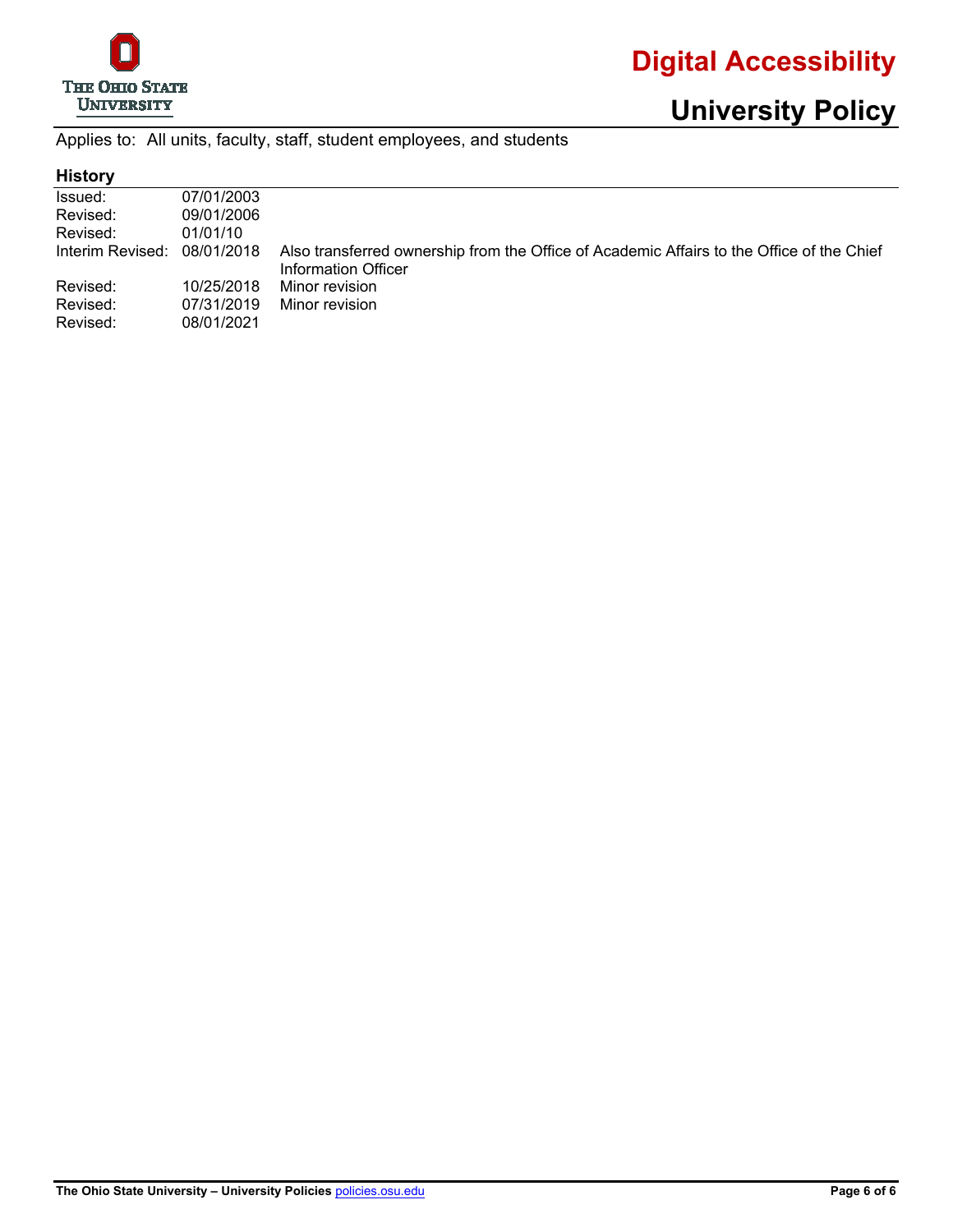# Digital Accessibility

## University Policy

Applies to: All units, faculty, staff, student employees, and students

### History

| | | |
|---|---|---|
| Issued: | 07/01/2003 | |
| Revised: | 09/01/2006 | |
| Revised: | 01/01/10 | |
| Interim Revised: | 08/01/2018 | Also transferred ownership from the Office of Academic Affairs to the Office of the Chief Information Officer |
| Revised: | 10/25/2018 | Minor revision |
| Revised: | 07/31/2019 | Minor revision |
| Revised: | 08/01/2021 | |